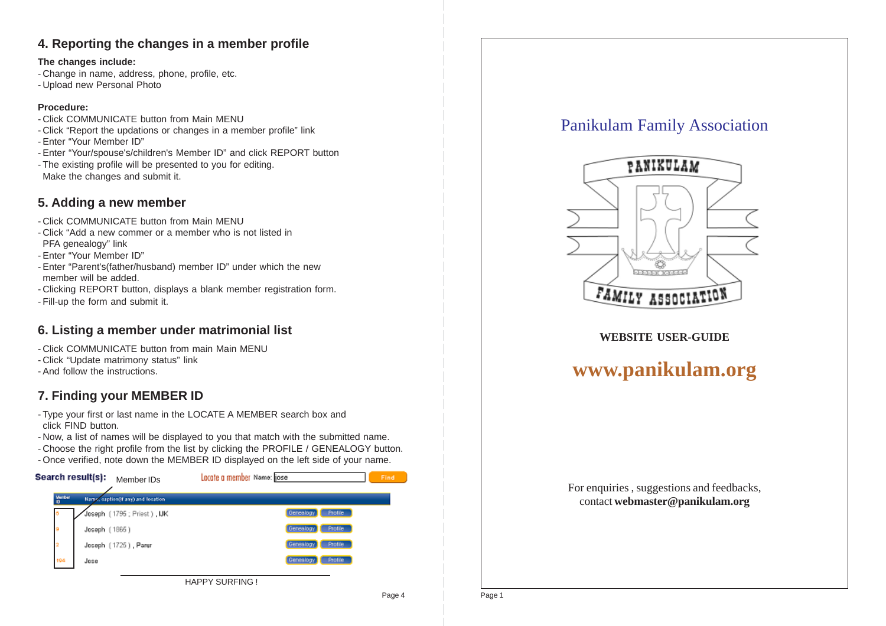## 4. Reporting the changes in a member profile

**The changes include:**

- Change in name, address, phone, profile, etc.
- Upload new Personal Photo

**Procedure:**

- Click COMMUNICATE button from Main MENU
- Click “Report the updations or changes in a member profile” link
- Enter “Your Member ID”
- Enter “Your/spouse's/children's Member ID” and click REPORT button
- The existing profile will be presented to you for editing. Make the changes and submit it.

## 5. Adding a new member

- Click COMMUNICATE button from Main MENU
- Click “Add a new commer or a member who is not listed in PFA genealogy” link
- Enter “Your Member ID”
- Enter “Parent's(father/husband) member ID” under which the new member will be added.
- Clicking REPORT button, displays a blank member registration form.
- Fill-up the form and submit it.

## 6. Listing a member under matrimonial list

- Click COMMUNICATE button from main Main MENU
- Click “Update matrimony status” link
- And follow the instructions.

## 7. Finding your MEMBER ID

- Type your first or last name in the LOCATE A MEMBER search box and click FIND button.
- Now, a list of names will be displayed to you that match with the submitted name.
- Choose the right profile from the list by clicking the PROFILE / GENEALOGY button.
- Once verified, note down the MEMBER ID displayed on the left side of your name.

**Search result(s):** Member IDs — Locate a member Name: jose [Find]

| Member ID | Name, caption(if any) and location | | |
|---|---|---|---|
| 5 | Joseph ( 1795 ; Priest ) , UK | Genealogy | Profile |
| 9 | Joseph ( 1865 ) | Genealogy | Profile |
| 2 | Joseph ( 1725 ) , Parur | Genealogy | Profile |
| 194 | Jose | Genealogy | Profile |

HAPPY SURFING !

# Panikulam Family Association

PANIKULAM FAMILY ASSOCIATION

**WEBSITE USER-GUIDE**

**www.panikulam.org**

For enquiries , suggestions and feedbacks, contact **webmaster@panikulam.org**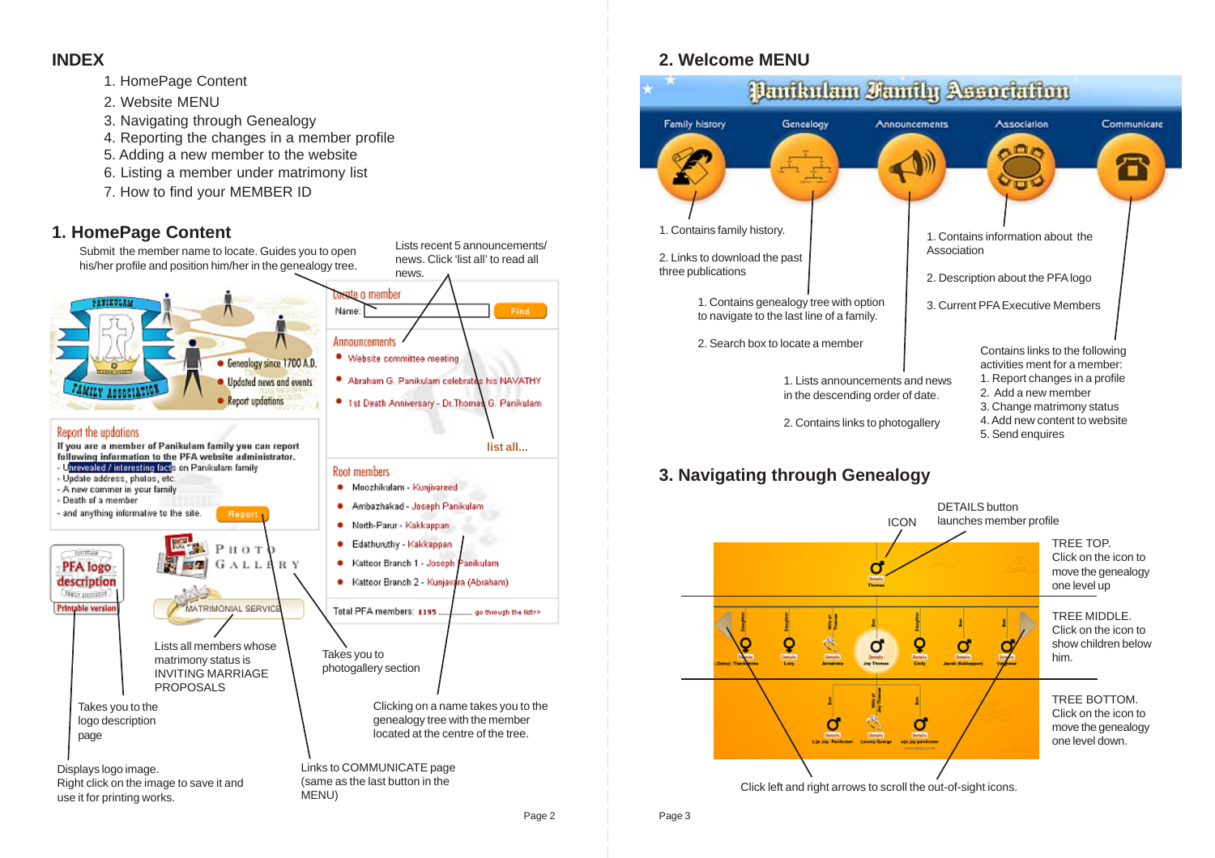## INDEX

1. HomePage Content
2. Website MENU
3. Navigating through Genealogy
4. Reporting the changes in a member profile
5. Adding a new member to the website
6. Listing a member under matrimony list
7. How to find your MEMBER ID

## 1. HomePage Content

Submit the member name to locate. Guides you to open his/her profile and position him/her in the genealogy tree.

Lists recent 5 announcements/ news. Click 'list all' to read all news.

Lists all members whose matrimony status is INVITING MARRIAGE PROPOSALS

Takes you to photogallery section

Takes you to the logo description page

Clicking on a name takes you to the genealogy tree with the member located at the centre of the tree.

Displays logo image. Right click on the image to save it and use it for printing works.

Links to COMMUNICATE page (same as the last button in the MENU)

## 2. Welcome MENU

Family history
1. Contains family history.
2. Links to download the past three publications

Genealogy
1. Contains genealogy tree with option to navigate to the last line of a family.
2. Search box to locate a member

Announcements
1. Lists announcements and news in the descending order of date.
2. Contains links to photogallery

Association
1. Contains information about the Association
2. Description about the PFA logo
3. Current PFA Executive Members

Communicate
Contains links to the following activities ment for a member:
1. Report changes in a profile
2. Add a new member
3. Change matrimony status
4. Add new content to website
5. Send enquires

## 3. Navigating through Genealogy

ICON

DETAILS button launches member profile

TREE TOP. Click on the icon to move the genealogy one level up

TREE MIDDLE. Click on the icon to show children below him.

TREE BOTTOM. Click on the icon to move the genealogy one level down.

Click left and right arrows to scroll the out-of-sight icons.